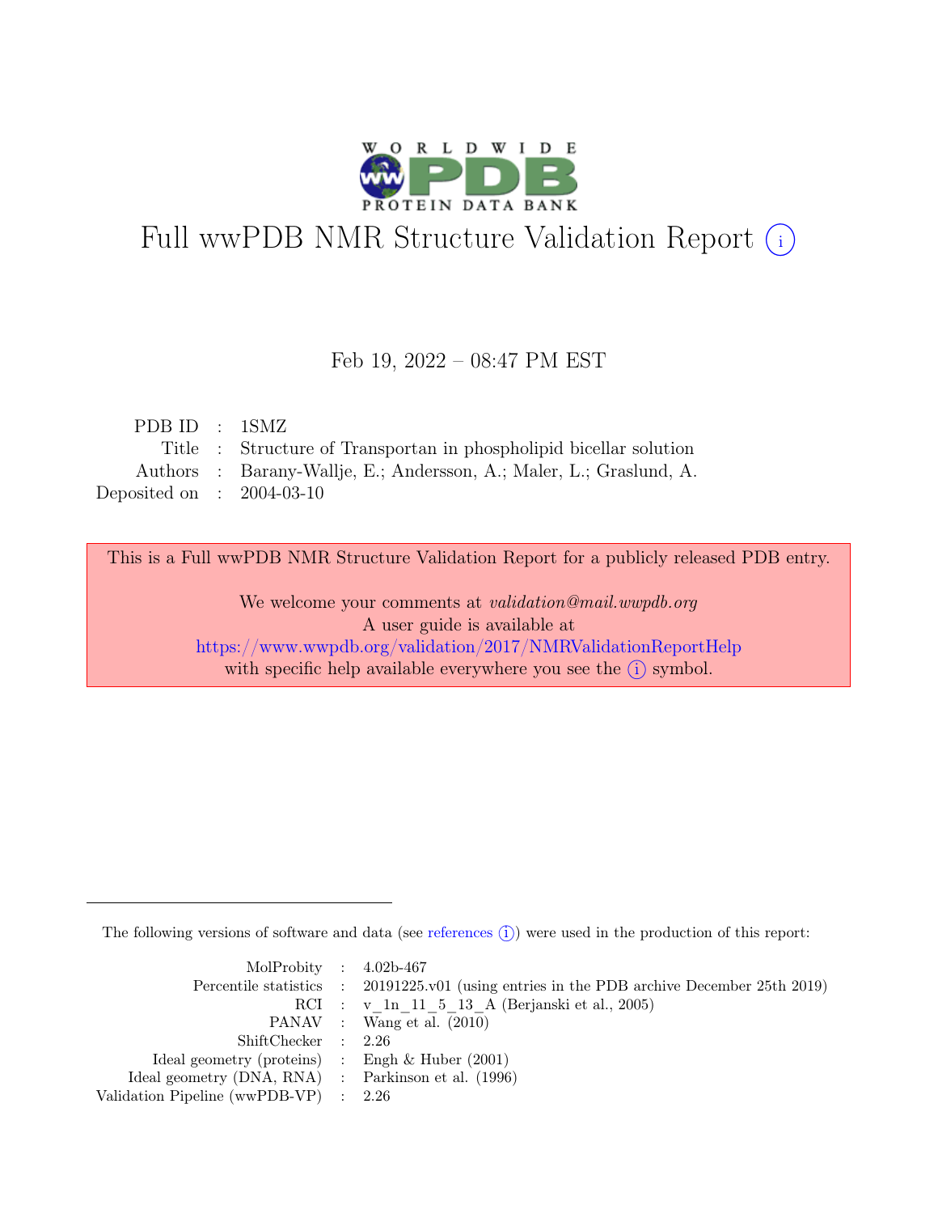# Full wwPDB NMR Structure Validation Report (i)

Feb 19, 2022 – 08:47 PM EST

| | | |
|---|---|---|
| PDB ID | : | 1SMZ |
| Title | : | Structure of Transportan in phospholipid bicellar solution |
| Authors | : | Barany-Wallje, E.; Andersson, A.; Maler, L.; Graslund, A. |
| Deposited on | : | 2004-03-10 |

This is a Full wwPDB NMR Structure Validation Report for a publicly released PDB entry.

We welcome your comments at *validation@mail.wwpdb.org*
A user guide is available at
https://www.wwpdb.org/validation/2017/NMRValidationReportHelp
with specific help available everywhere you see the (i) symbol.

The following versions of software and data (see references (i)) were used in the production of this report:

| | | |
|---|---|---|
| MolProbity | : | 4.02b-467 |
| Percentile statistics | : | 20191225.v01 (using entries in the PDB archive December 25th 2019) |
| RCI | : | v_1n_11_5_13_A (Berjanski et al., 2005) |
| PANAV | : | Wang et al. (2010) |
| ShiftChecker | : | 2.26 |
| Ideal geometry (proteins) | : | Engh & Huber (2001) |
| Ideal geometry (DNA, RNA) | : | Parkinson et al. (1996) |
| Validation Pipeline (wwPDB-VP) | : | 2.26 |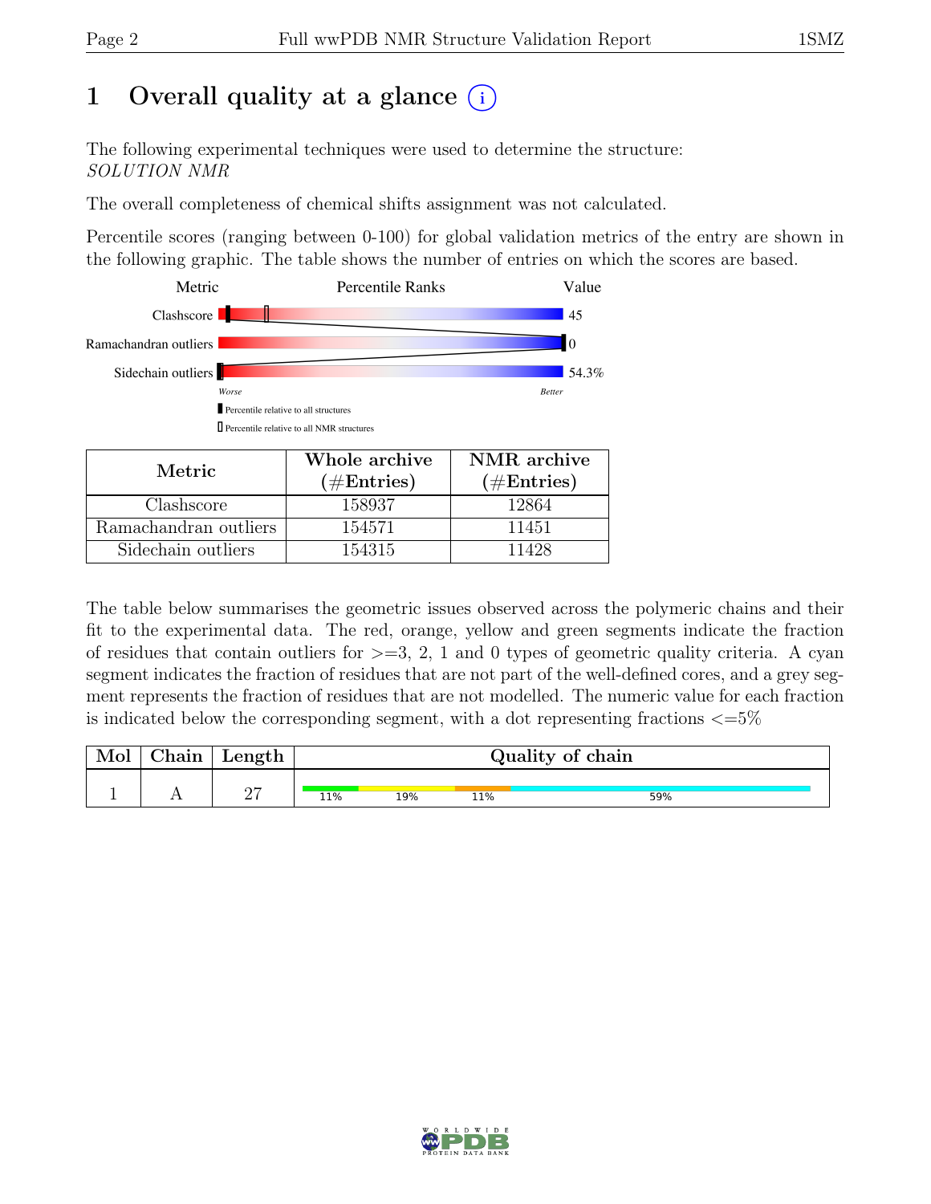# 1 Overall quality at a glance (i)

The following experimental techniques were used to determine the structure:
*SOLUTION NMR*

The overall completeness of chemical shifts assignment was not calculated.

Percentile scores (ranging between 0-100) for global validation metrics of the entry are shown in the following graphic. The table shows the number of entries on which the scores are based.

| Metric | Percentile Ranks | Value |
|---|---|---|
| Clashscore | | 45 |
| Ramachandran outliers | | 0 |
| Sidechain outliers | | 54.3% |

Worse — Better

▮ Percentile relative to all structures
▯ Percentile relative to all NMR structures

| Metric | Whole archive (#Entries) | NMR archive (#Entries) |
|---|---|---|
| Clashscore | 158937 | 12864 |
| Ramachandran outliers | 154571 | 11451 |
| Sidechain outliers | 154315 | 11428 |

The table below summarises the geometric issues observed across the polymeric chains and their fit to the experimental data. The red, orange, yellow and green segments indicate the fraction of residues that contain outliers for >=3, 2, 1 and 0 types of geometric quality criteria. A cyan segment indicates the fraction of residues that are not part of the well-defined cores, and a grey segment represents the fraction of residues that are not modelled. The numeric value for each fraction is indicated below the corresponding segment, with a dot representing fractions <=5%

| Mol | Chain | Length | Quality of chain |
|---|---|---|---|
| 1 | A | 27 | 11% 19% 11% 59% |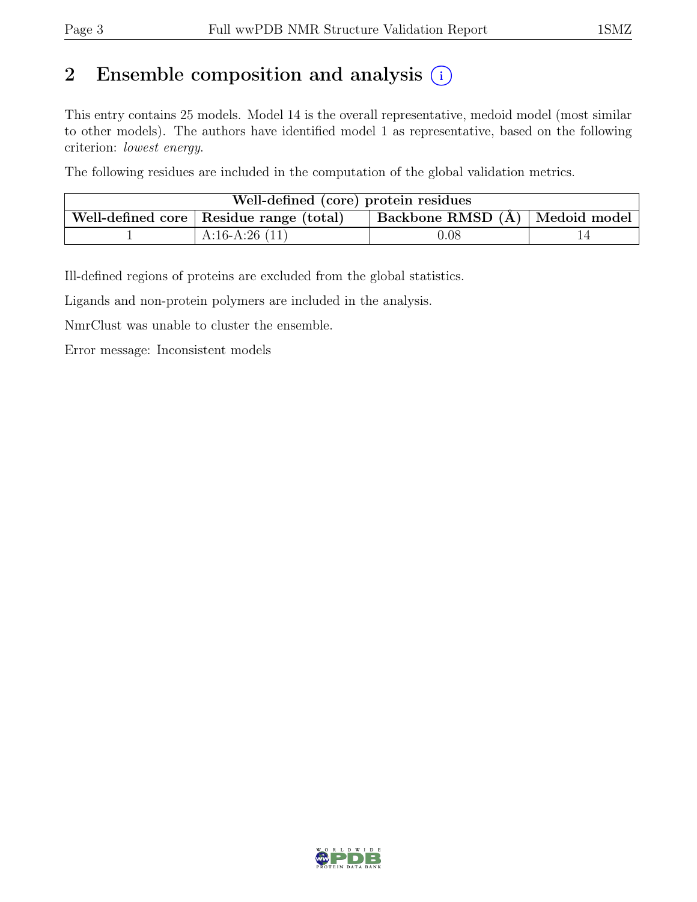# 2 Ensemble composition and analysis

This entry contains 25 models. Model 14 is the overall representative, medoid model (most similar to other models). The authors have identified model 1 as representative, based on the following criterion: *lowest energy*.

The following residues are included in the computation of the global validation metrics.

| Well-defined (core) protein residues | | | |
|---|---|---|---|
| Well-defined core | Residue range (total) | Backbone RMSD (Å) | Medoid model |
| 1 | A:16-A:26 (11) | 0.08 | 14 |

Ill-defined regions of proteins are excluded from the global statistics.

Ligands and non-protein polymers are included in the analysis.

NmrClust was unable to cluster the ensemble.

Error message: Inconsistent models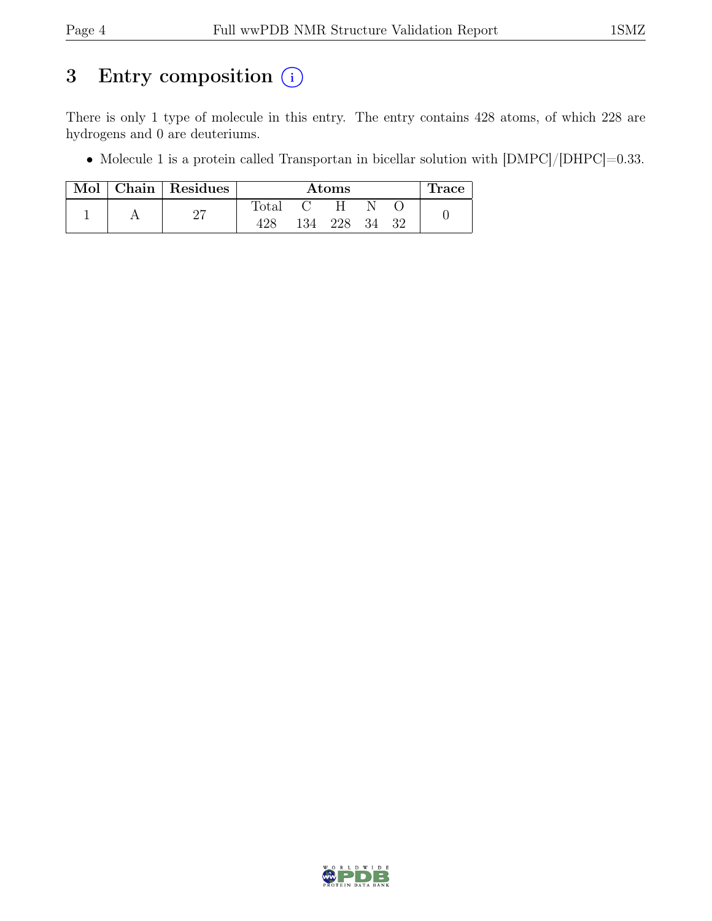# 3 Entry composition (i)

There is only 1 type of molecule in this entry. The entry contains 428 atoms, of which 228 are hydrogens and 0 are deuteriums.

- Molecule 1 is a protein called Transportan in bicellar solution with [DMPC]/[DHPC]=0.33.

| Mol | Chain | Residues | Atoms | | | | | Trace |
|---|---|---|---|---|---|---|---|---|
| | | | Total | C | H | N | O | |
| 1 | A | 27 | 428 | 134 | 228 | 34 | 32 | 0 |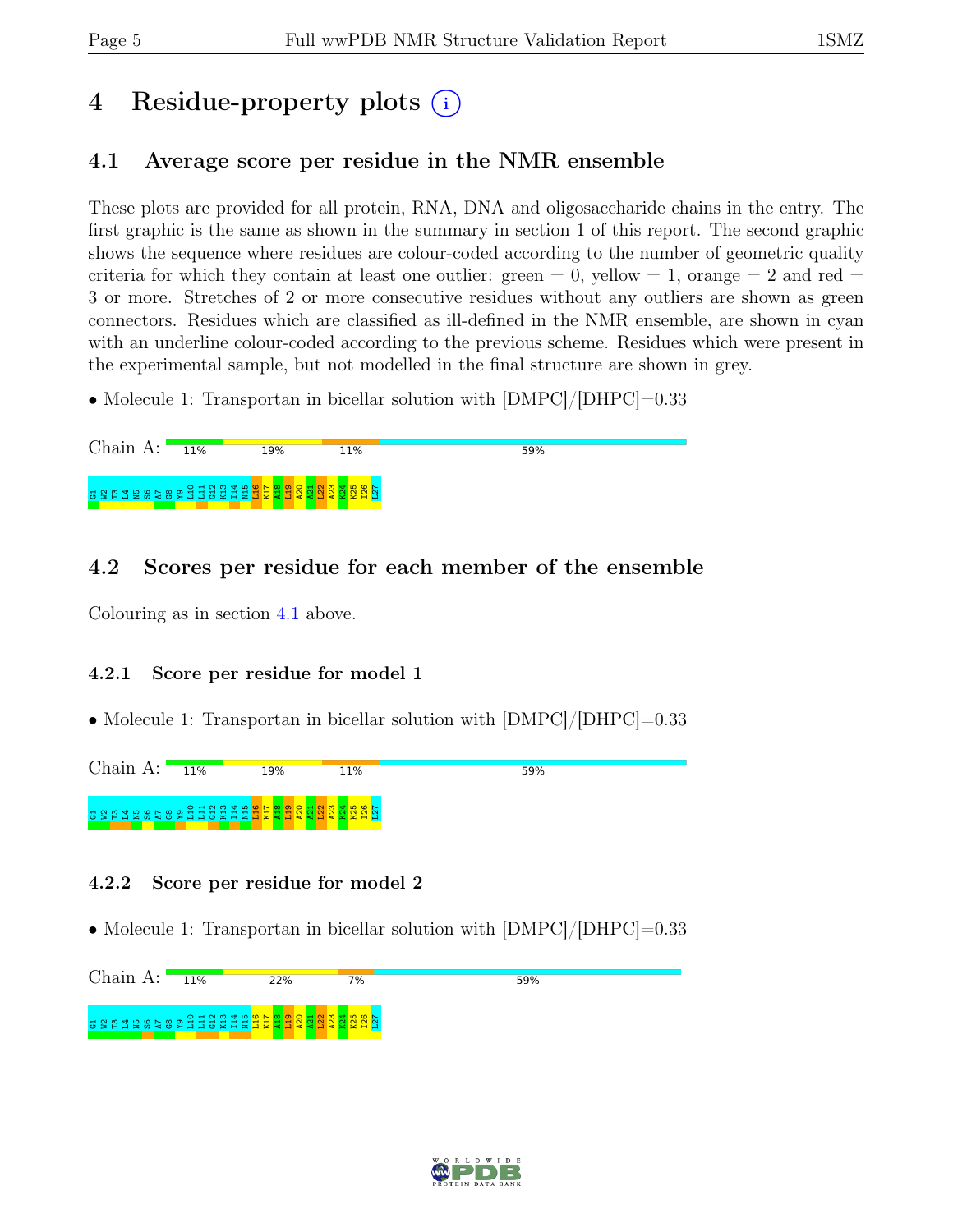# 4 Residue-property plots (i)

## 4.1 Average score per residue in the NMR ensemble

These plots are provided for all protein, RNA, DNA and oligosaccharide chains in the entry. The first graphic is the same as shown in the summary in section 1 of this report. The second graphic shows the sequence where residues are colour-coded according to the number of geometric quality criteria for which they contain at least one outlier: green = 0, yellow = 1, orange = 2 and red = 3 or more. Stretches of 2 or more consecutive residues without any outliers are shown as green connectors. Residues which are classified as ill-defined in the NMR ensemble, are shown in cyan with an underline colour-coded according to the previous scheme. Residues which were present in the experimental sample, but not modelled in the final structure are shown in grey.

- Molecule 1: Transportan in bicellar solution with [DMPC]/[DHPC]=0.33

Chain A: 11% 19% 11% 59%

G1 W2 T3 L4 N5 S6 A7 G8 Y9 L10 L11 G12 K13 I14 N15 L16 K17 A18 L19 A20 A21 L22 A23 K24 K25 I26 L27

## 4.2 Scores per residue for each member of the ensemble

Colouring as in section 4.1 above.

### 4.2.1 Score per residue for model 1

- Molecule 1: Transportan in bicellar solution with [DMPC]/[DHPC]=0.33

Chain A: 11% 19% 11% 59%

G1 W2 T3 L4 N5 S6 A7 G8 Y9 L10 L11 G12 K13 I14 N15 L16 K17 A18 L19 A20 A21 L22 A23 K24 K25 I26 L27

### 4.2.2 Score per residue for model 2

- Molecule 1: Transportan in bicellar solution with [DMPC]/[DHPC]=0.33

Chain A: 11% 22% 7% 59%

G1 W2 T3 L4 N5 S6 A7 G8 Y9 L10 L11 G12 K13 I14 N15 L16 K17 A18 L19 A20 A21 L22 A23 K24 K25 I26 L27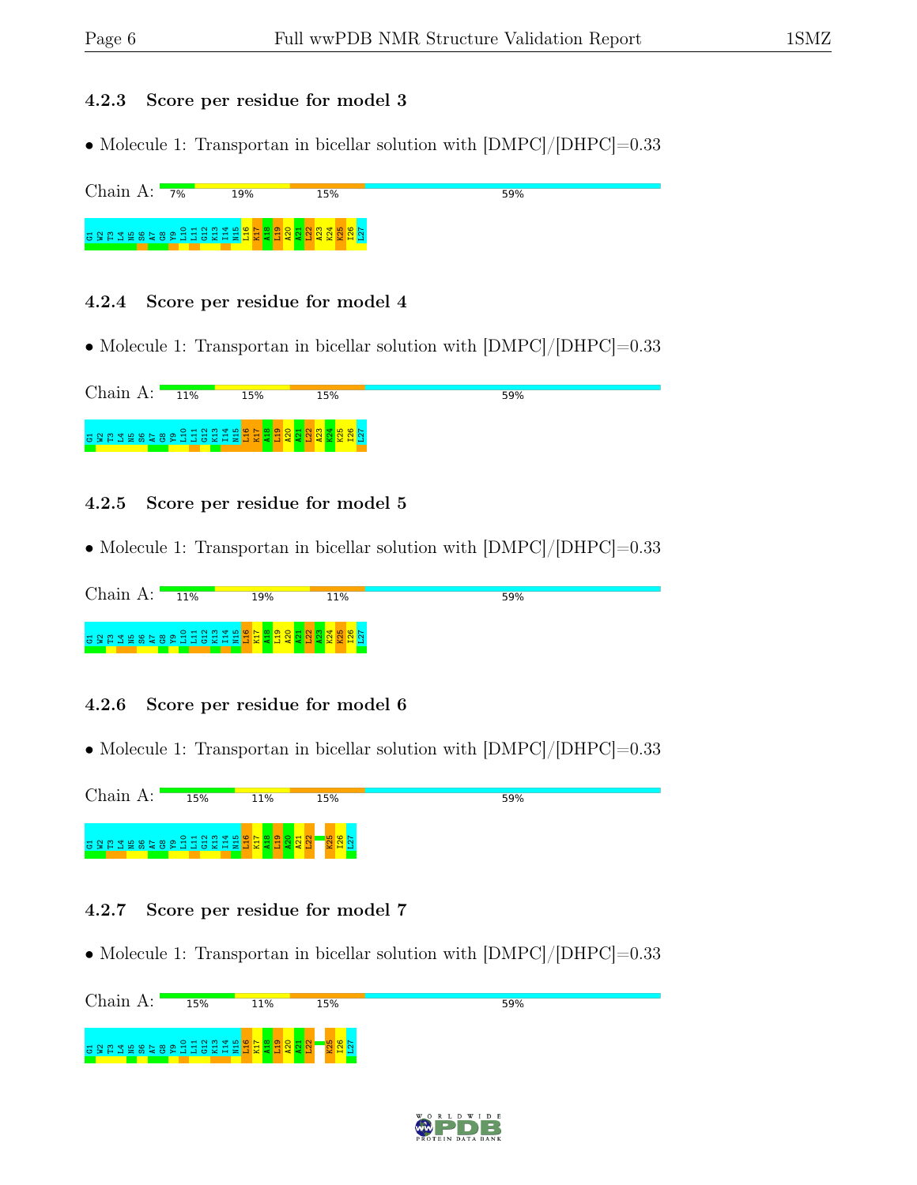### 4.2.3 Score per residue for model 3

- Molecule 1: Transportan in bicellar solution with [DMPC]/[DHPC]=0.33

Chain A: 7% 19% 15% 59%

G1 W2 T3 L4 N5 S6 A7 G8 Y9 L10 L11 G12 K13 I14 N15 L16 K17 A18 L19 A20 A21 L22 A23 K24 K25 I26 L27

### 4.2.4 Score per residue for model 4

- Molecule 1: Transportan in bicellar solution with [DMPC]/[DHPC]=0.33

Chain A: 11% 15% 15% 59%

G1 W2 T3 L4 N5 S6 A7 G8 Y9 L10 L11 G12 K13 I14 N15 L16 K17 A18 L19 A20 A21 L22 A23 K24 K25 I26 L27

### 4.2.5 Score per residue for model 5

- Molecule 1: Transportan in bicellar solution with [DMPC]/[DHPC]=0.33

Chain A: 11% 19% 11% 59%

G1 W2 T3 L4 N5 S6 A7 G8 Y9 L10 L11 G12 K13 I14 N15 L16 K17 A18 L19 A20 A21 L22 A23 K24 K25 I26 L27

### 4.2.6 Score per residue for model 6

- Molecule 1: Transportan in bicellar solution with [DMPC]/[DHPC]=0.33

Chain A: 15% 11% 15% 59%

G1 W2 T3 L4 N5 S6 A7 G8 Y9 L10 L11 G12 K13 I14 N15 L16 K17 A18 L19 A20 A21 L22 K25 I26 L27

### 4.2.7 Score per residue for model 7

- Molecule 1: Transportan in bicellar solution with [DMPC]/[DHPC]=0.33

Chain A: 15% 11% 15% 59%

G1 W2 T3 L4 N5 S6 A7 G8 Y9 L10 L11 G12 K13 I14 N15 L16 K17 A18 L19 A20 A21 L22 K25 I26 L27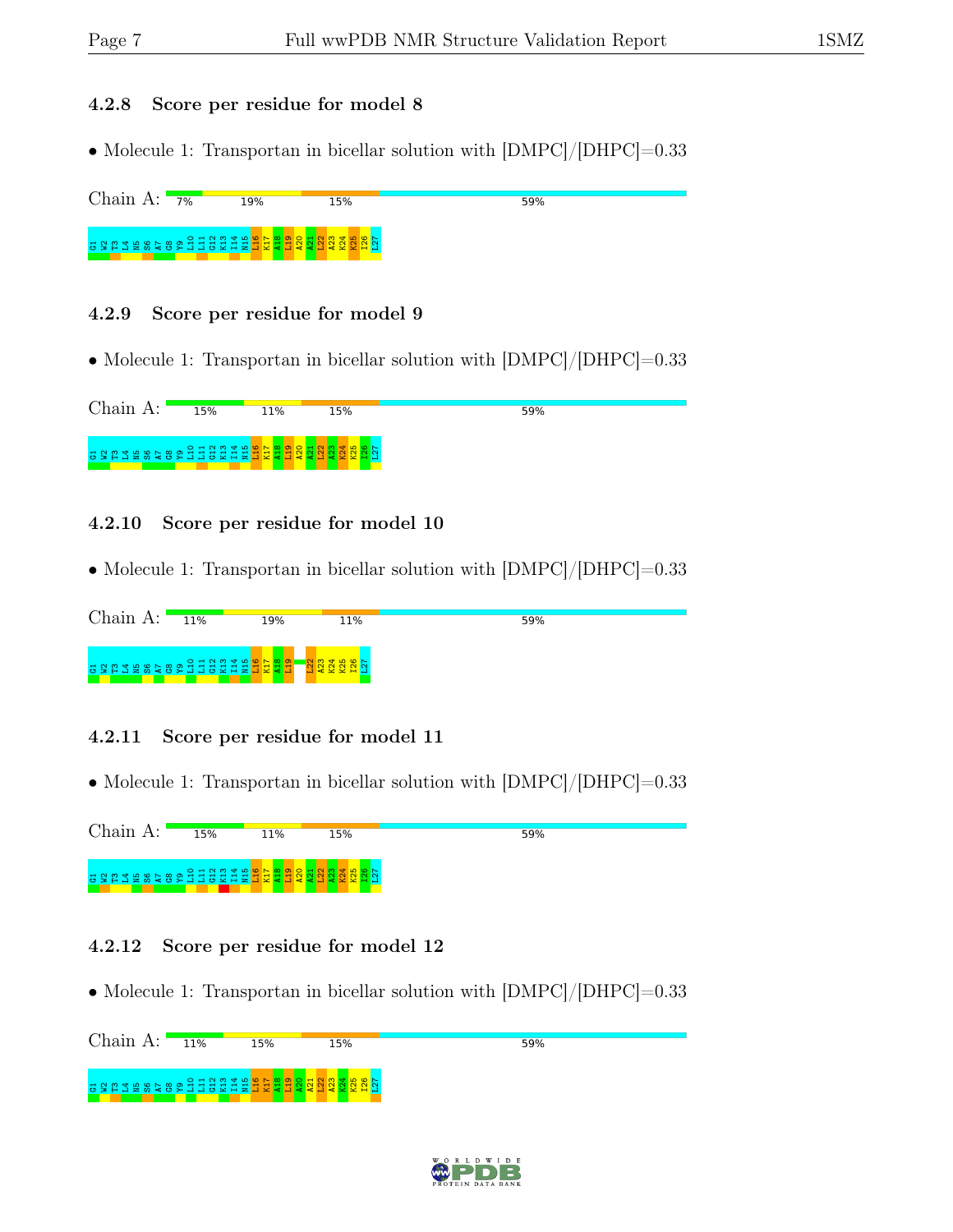### 4.2.8 Score per residue for model 8

- Molecule 1: Transportan in bicellar solution with [DMPC]/[DHPC]=0.33

Chain A: 7% 19% 15% 59%

G1 W2 T3 L4 N5 S6 A7 G8 Y9 L10 L11 G12 K13 I14 N15 L16 K17 A18 L19 A20 A21 L22 A23 K24 K25 I26 L27

### 4.2.9 Score per residue for model 9

- Molecule 1: Transportan in bicellar solution with [DMPC]/[DHPC]=0.33

Chain A: 15% 11% 15% 59%

G1 W2 T3 L4 N5 S6 A7 G8 Y9 L10 L11 G12 K13 I14 N15 L16 K17 A18 L19 A20 A21 L22 A23 K24 K25 I26 L27

### 4.2.10 Score per residue for model 10

- Molecule 1: Transportan in bicellar solution with [DMPC]/[DHPC]=0.33

Chain A: 11% 19% 11% 59%

G1 W2 T3 L4 N5 S6 A7 G8 Y9 L10 L11 G12 K13 I14 N15 L16 K17 A18 L19 L22 A23 K24 K25 I26 L27

### 4.2.11 Score per residue for model 11

- Molecule 1: Transportan in bicellar solution with [DMPC]/[DHPC]=0.33

Chain A: 15% 11% 15% 59%

G1 W2 T3 L4 N5 S6 A7 G8 Y9 L10 L11 G12 K13 I14 N15 L16 K17 A18 L19 A20 A21 L22 A23 K24 K25 I26 L27

### 4.2.12 Score per residue for model 12

- Molecule 1: Transportan in bicellar solution with [DMPC]/[DHPC]=0.33

Chain A: 11% 15% 15% 59%

G1 W2 T3 L4 N5 S6 A7 G8 Y9 L10 L11 G12 K13 I14 N15 L16 K17 A18 L19 A20 A21 L22 A23 K24 K25 I26 L27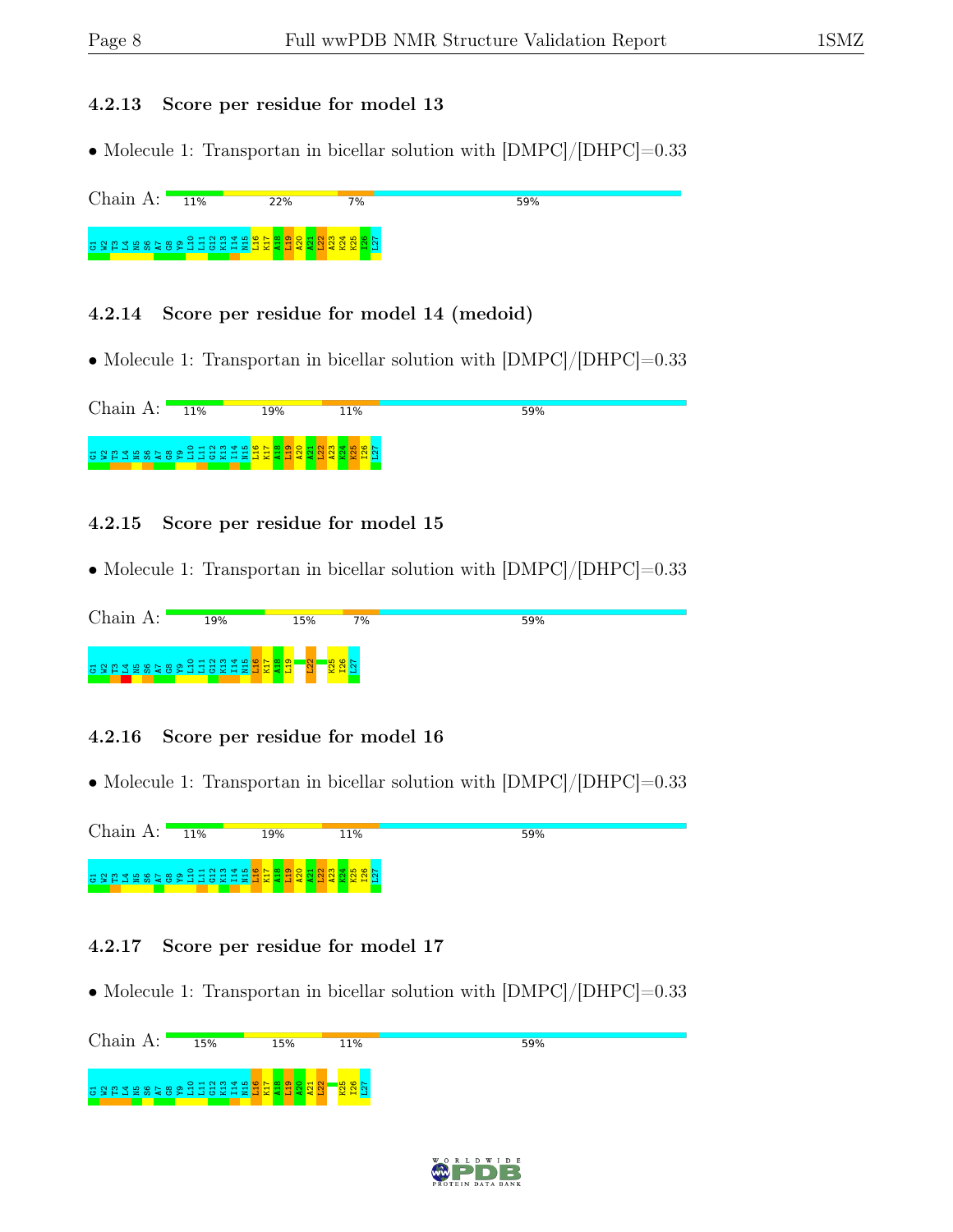### 4.2.13 Score per residue for model 13

• Molecule 1: Transportan in bicellar solution with [DMPC]/[DHPC]=0.33

Chain A: 11% 22% 7% 59%

G1 W2 T3 L4 N5 S6 A7 G8 Y9 L10 L11 G12 K13 I14 N15 L16 K17 A18 L19 A20 A21 L22 A23 K24 K25 I26 L27

### 4.2.14 Score per residue for model 14 (medoid)

• Molecule 1: Transportan in bicellar solution with [DMPC]/[DHPC]=0.33

Chain A: 11% 19% 11% 59%

G1 W2 T3 L4 N5 S6 A7 G8 Y9 L10 L11 G12 K13 I14 N15 L16 K17 A18 L19 A20 A21 L22 A23 K24 K25 I26 L27

### 4.2.15 Score per residue for model 15

• Molecule 1: Transportan in bicellar solution with [DMPC]/[DHPC]=0.33

Chain A: 19% 15% 7% 59%

G1 W2 T3 L4 N5 S6 A7 G8 Y9 L10 L11 G12 K13 I14 N15 L16 K17 A18 L19 L22 K25 I26 L27

### 4.2.16 Score per residue for model 16

• Molecule 1: Transportan in bicellar solution with [DMPC]/[DHPC]=0.33

Chain A: 11% 19% 11% 59%

G1 W2 T3 L4 N5 S6 A7 G8 Y9 L10 L11 G12 K13 I14 N15 L16 K17 A18 L19 A20 A21 L22 A23 K24 K25 I26 L27

### 4.2.17 Score per residue for model 17

• Molecule 1: Transportan in bicellar solution with [DMPC]/[DHPC]=0.33

Chain A: 15% 15% 11% 59%

G1 W2 T3 L4 N5 S6 A7 G8 Y9 L10 L11 G12 K13 I14 N15 L16 K17 A18 L19 A20 A21 L22 K25 I26 L27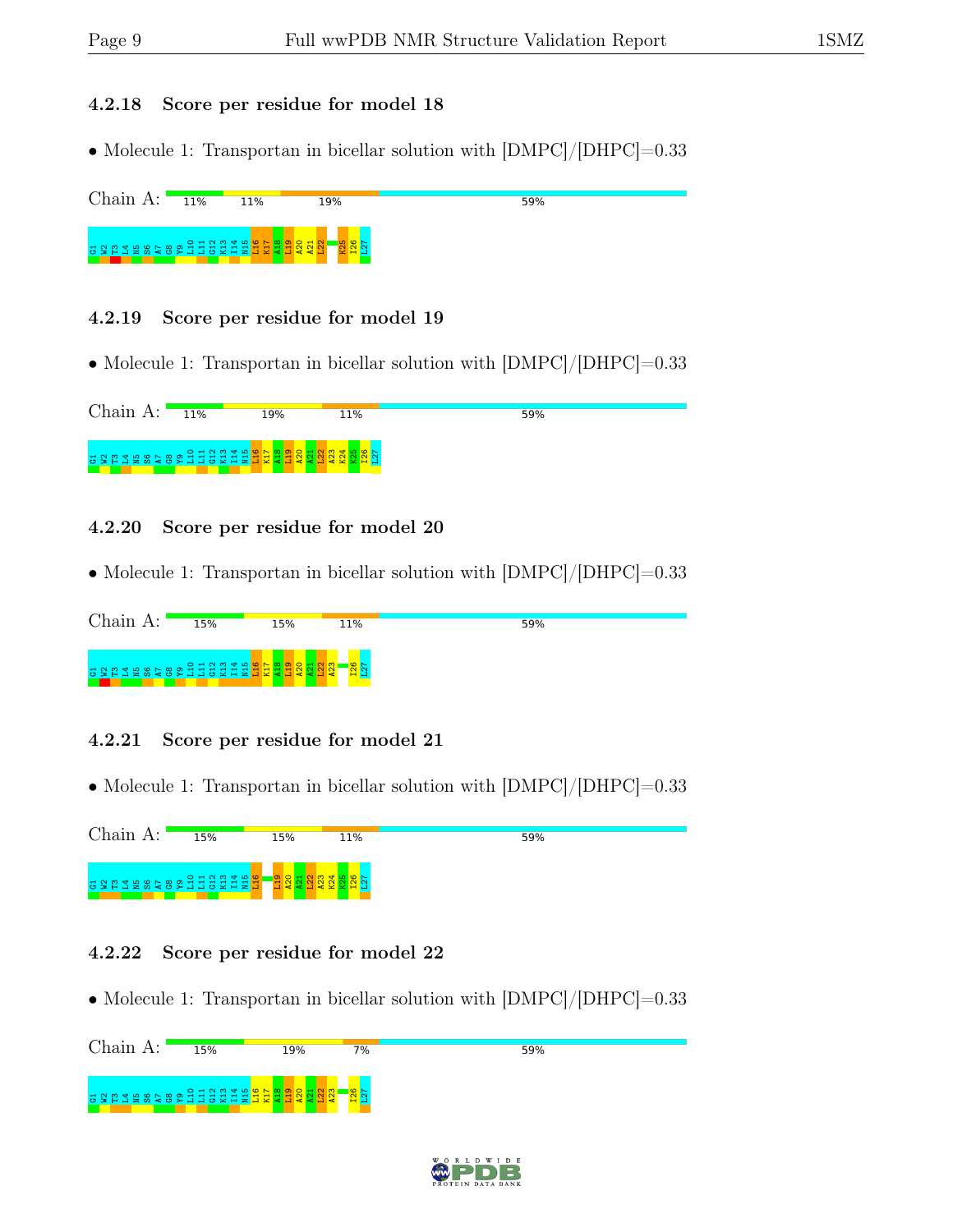### 4.2.18 Score per residue for model 18

- Molecule 1: Transportan in bicellar solution with [DMPC]/[DHPC]=0.33

Chain A: 11% 11% 19% 59%

G1 W2 T3 L4 N5 S6 A7 G8 Y9 L10 L11 G12 K13 I14 N15 L16 K17 A18 L19 A20 A21 L22 K25 I26 L27

### 4.2.19 Score per residue for model 19

- Molecule 1: Transportan in bicellar solution with [DMPC]/[DHPC]=0.33

Chain A: 11% 19% 11% 59%

G1 W2 T3 L4 N5 S6 A7 G8 Y9 L10 L11 G12 K13 I14 N15 L16 K17 A18 L19 A20 A21 L22 A23 K24 K25 I26 L27

### 4.2.20 Score per residue for model 20

- Molecule 1: Transportan in bicellar solution with [DMPC]/[DHPC]=0.33

Chain A: 15% 15% 11% 59%

G1 W2 T3 L4 N5 S6 A7 G8 Y9 L10 L11 G12 K13 I14 N15 L16 K17 A18 L19 A20 A21 L22 A23 I26 L27

### 4.2.21 Score per residue for model 21

- Molecule 1: Transportan in bicellar solution with [DMPC]/[DHPC]=0.33

Chain A: 15% 15% 11% 59%

G1 W2 T3 L4 N5 S6 A7 G8 Y9 L10 L11 G12 K13 I14 N15 L16 L19 A20 A21 L22 A23 K24 K25 I26 L27

### 4.2.22 Score per residue for model 22

- Molecule 1: Transportan in bicellar solution with [DMPC]/[DHPC]=0.33

Chain A: 15% 19% 7% 59%

G1 W2 T3 L4 N5 S6 A7 G8 Y9 L10 L11 G12 K13 I14 N15 L16 K17 A18 L19 A20 A21 L22 A23 I26 L27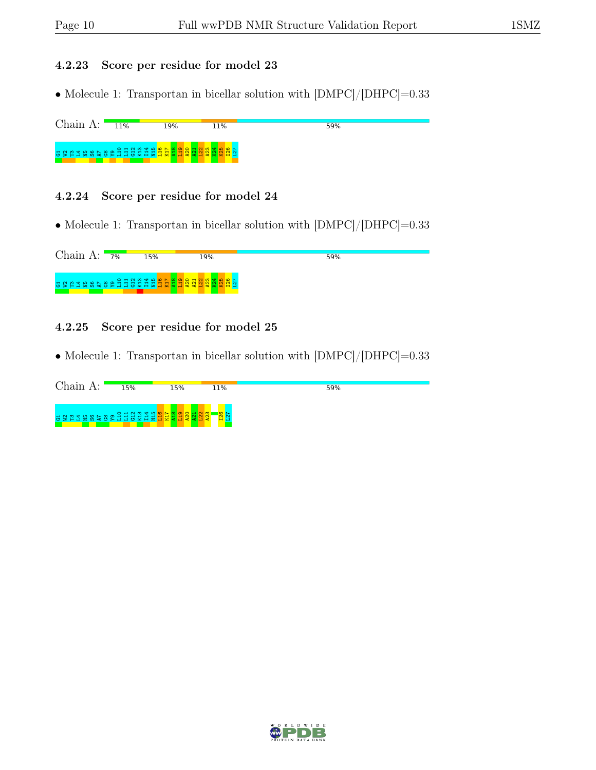### 4.2.23 Score per residue for model 23

- Molecule 1: Transportan in bicellar solution with [DMPC]/[DHPC]=0.33

Chain A: 11% 19% 11% 59%

G1 W2 T3 L4 N5 S6 A7 G8 Y9 L10 L11 G12 K13 I14 N15 L16 K17 A18 L19 A20 A21 L22 A23 K24 K25 I26 L27

### 4.2.24 Score per residue for model 24

- Molecule 1: Transportan in bicellar solution with [DMPC]/[DHPC]=0.33

Chain A: 7% 15% 19% 59%

G1 W2 T3 L4 N5 S6 A7 G8 Y9 L10 L11 G12 K13 I14 N15 L16 K17 A18 L19 A20 A21 L22 A23 K24 K25 I26 L27

### 4.2.25 Score per residue for model 25

- Molecule 1: Transportan in bicellar solution with [DMPC]/[DHPC]=0.33

Chain A: 15% 15% 11% 59%

G1 W2 T3 L4 N5 S6 A7 G8 Y9 L10 L11 G12 K13 I14 N15 L16 K17 A18 L19 A20 A21 L22 A23 I26 L27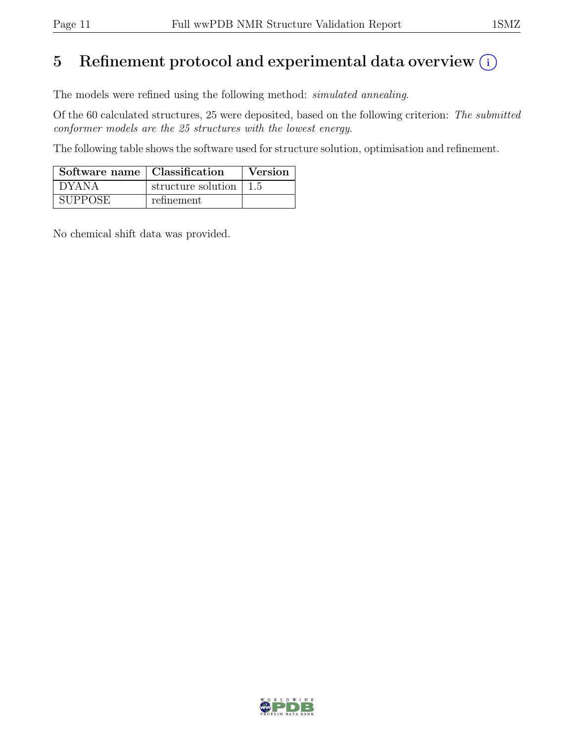# 5 Refinement protocol and experimental data overview (i)

The models were refined using the following method: *simulated annealing*.

Of the 60 calculated structures, 25 were deposited, based on the following criterion: *The submitted conformer models are the 25 structures with the lowest energy.*

The following table shows the software used for structure solution, optimisation and refinement.

| Software name | Classification | Version |
|---|---|---|
| DYANA | structure solution | 1.5 |
| SUPPOSE | refinement | |

No chemical shift data was provided.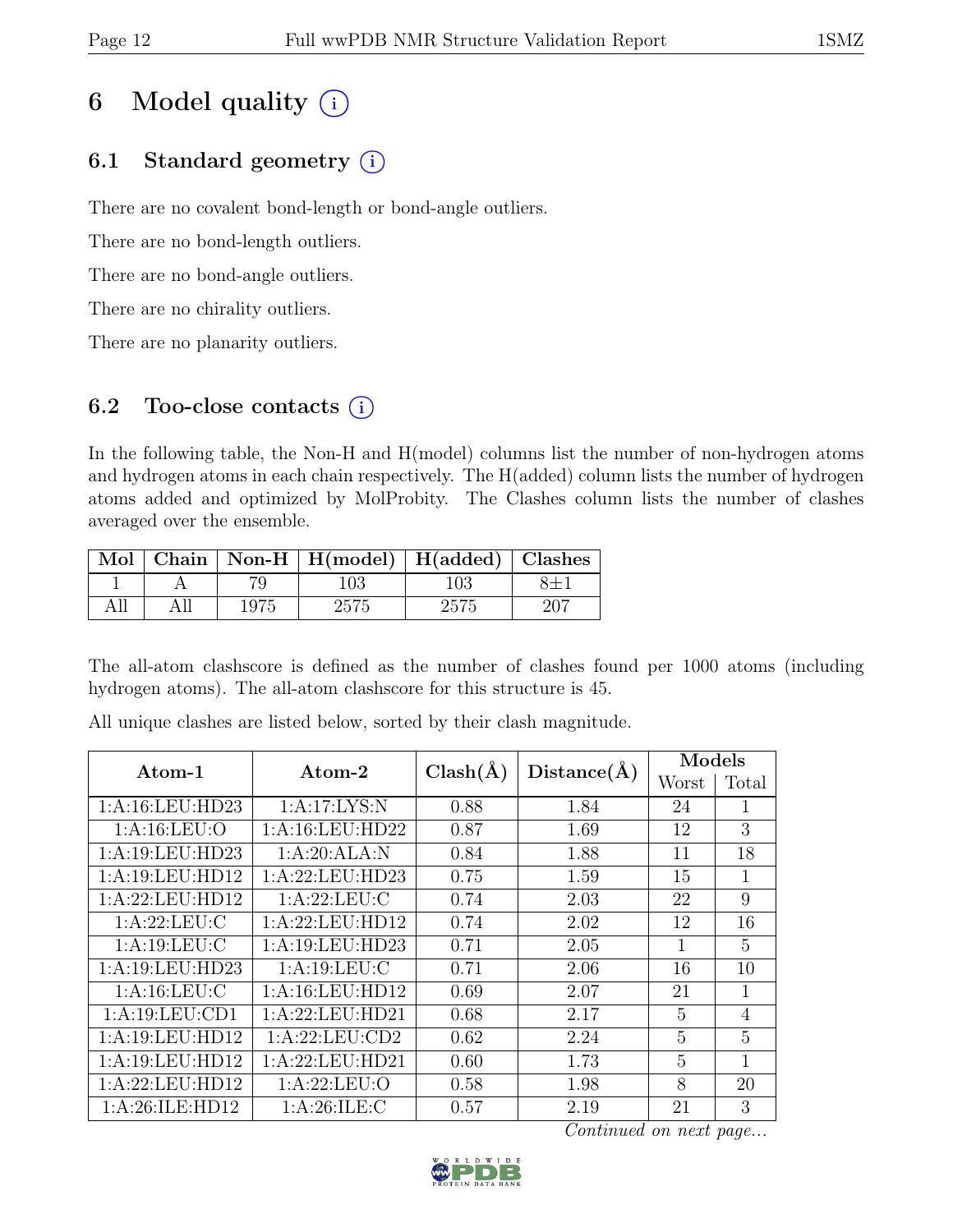# 6 Model quality (i)

## 6.1 Standard geometry (i)

There are no covalent bond-length or bond-angle outliers.

There are no bond-length outliers.

There are no bond-angle outliers.

There are no chirality outliers.

There are no planarity outliers.

## 6.2 Too-close contacts (i)

In the following table, the Non-H and H(model) columns list the number of non-hydrogen atoms and hydrogen atoms in each chain respectively. The H(added) column lists the number of hydrogen atoms added and optimized by MolProbity. The Clashes column lists the number of clashes averaged over the ensemble.

| Mol | Chain | Non-H | H(model) | H(added) | Clashes |
|---|---|---|---|---|---|
| 1 | A | 79 | 103 | 103 | 8±1 |
| All | All | 1975 | 2575 | 2575 | 207 |

The all-atom clashscore is defined as the number of clashes found per 1000 atoms (including hydrogen atoms). The all-atom clashscore for this structure is 45.

All unique clashes are listed below, sorted by their clash magnitude.

| Atom-1 | Atom-2 | Clash(Å) | Distance(Å) | Models | |
|---|---|---|---|---|---|
| | | | | Worst | Total |
| 1:A:16:LEU:HD23 | 1:A:17:LYS:N | 0.88 | 1.84 | 24 | 1 |
| 1:A:16:LEU:O | 1:A:16:LEU:HD22 | 0.87 | 1.69 | 12 | 3 |
| 1:A:19:LEU:HD23 | 1:A:20:ALA:N | 0.84 | 1.88 | 11 | 18 |
| 1:A:19:LEU:HD12 | 1:A:22:LEU:HD23 | 0.75 | 1.59 | 15 | 1 |
| 1:A:22:LEU:HD12 | 1:A:22:LEU:C | 0.74 | 2.03 | 22 | 9 |
| 1:A:22:LEU:C | 1:A:22:LEU:HD12 | 0.74 | 2.02 | 12 | 16 |
| 1:A:19:LEU:C | 1:A:19:LEU:HD23 | 0.71 | 2.05 | 1 | 5 |
| 1:A:19:LEU:HD23 | 1:A:19:LEU:C | 0.71 | 2.06 | 16 | 10 |
| 1:A:16:LEU:C | 1:A:16:LEU:HD12 | 0.69 | 2.07 | 21 | 1 |
| 1:A:19:LEU:CD1 | 1:A:22:LEU:HD21 | 0.68 | 2.17 | 5 | 4 |
| 1:A:19:LEU:HD12 | 1:A:22:LEU:CD2 | 0.62 | 2.24 | 5 | 5 |
| 1:A:19:LEU:HD12 | 1:A:22:LEU:HD21 | 0.60 | 1.73 | 5 | 1 |
| 1:A:22:LEU:HD12 | 1:A:22:LEU:O | 0.58 | 1.98 | 8 | 20 |
| 1:A:26:ILE:HD12 | 1:A:26:ILE:C | 0.57 | 2.19 | 21 | 3 |

*Continued on next page...*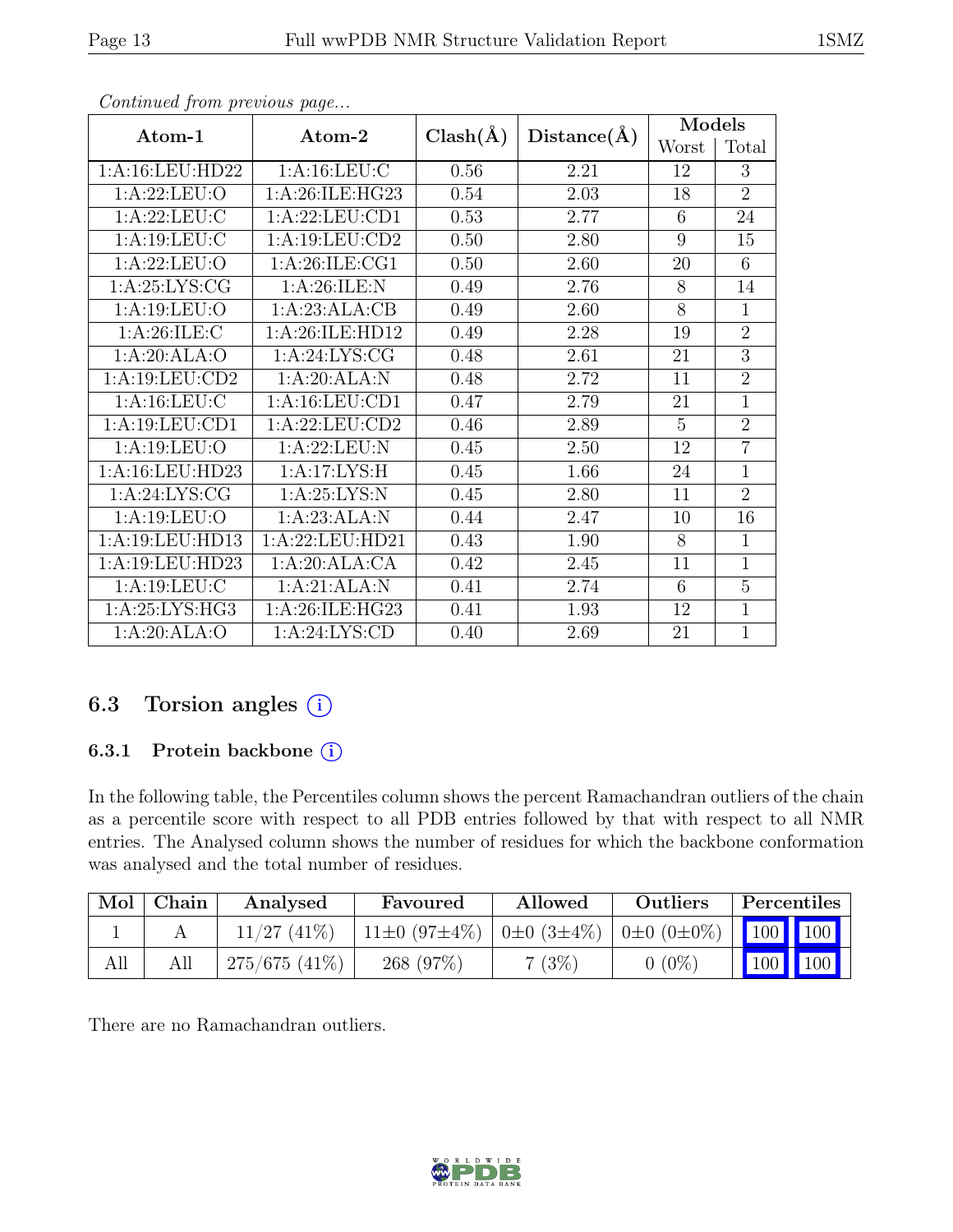*Continued from previous page...*

| Atom-1 | Atom-2 | Clash(Å) | Distance(Å) | Models | |
|---|---|---|---|---|---|
| | | | | Worst | Total |
| 1:A:16:LEU:HD22 | 1:A:16:LEU:C | 0.56 | 2.21 | 12 | 3 |
| 1:A:22:LEU:O | 1:A:26:ILE:HG23 | 0.54 | 2.03 | 18 | 2 |
| 1:A:22:LEU:C | 1:A:22:LEU:CD1 | 0.53 | 2.77 | 6 | 24 |
| 1:A:19:LEU:C | 1:A:19:LEU:CD2 | 0.50 | 2.80 | 9 | 15 |
| 1:A:22:LEU:O | 1:A:26:ILE:CG1 | 0.50 | 2.60 | 20 | 6 |
| 1:A:25:LYS:CG | 1:A:26:ILE:N | 0.49 | 2.76 | 8 | 14 |
| 1:A:19:LEU:O | 1:A:23:ALA:CB | 0.49 | 2.60 | 8 | 1 |
| 1:A:26:ILE:C | 1:A:26:ILE:HD12 | 0.49 | 2.28 | 19 | 2 |
| 1:A:20:ALA:O | 1:A:24:LYS:CG | 0.48 | 2.61 | 21 | 3 |
| 1:A:19:LEU:CD2 | 1:A:20:ALA:N | 0.48 | 2.72 | 11 | 2 |
| 1:A:16:LEU:C | 1:A:16:LEU:CD1 | 0.47 | 2.79 | 21 | 1 |
| 1:A:19:LEU:CD1 | 1:A:22:LEU:CD2 | 0.46 | 2.89 | 5 | 2 |
| 1:A:19:LEU:O | 1:A:22:LEU:N | 0.45 | 2.50 | 12 | 7 |
| 1:A:16:LEU:HD23 | 1:A:17:LYS:H | 0.45 | 1.66 | 24 | 1 |
| 1:A:24:LYS:CG | 1:A:25:LYS:N | 0.45 | 2.80 | 11 | 2 |
| 1:A:19:LEU:O | 1:A:23:ALA:N | 0.44 | 2.47 | 10 | 16 |
| 1:A:19:LEU:HD13 | 1:A:22:LEU:HD21 | 0.43 | 1.90 | 8 | 1 |
| 1:A:19:LEU:HD23 | 1:A:20:ALA:CA | 0.42 | 2.45 | 11 | 1 |
| 1:A:19:LEU:C | 1:A:21:ALA:N | 0.41 | 2.74 | 6 | 5 |
| 1:A:25:LYS:HG3 | 1:A:26:ILE:HG23 | 0.41 | 1.93 | 12 | 1 |
| 1:A:20:ALA:O | 1:A:24:LYS:CD | 0.40 | 2.69 | 21 | 1 |

## 6.3 Torsion angles (i)

### 6.3.1 Protein backbone (i)

In the following table, the Percentiles column shows the percent Ramachandran outliers of the chain as a percentile score with respect to all PDB entries followed by that with respect to all NMR entries. The Analysed column shows the number of residues for which the backbone conformation was analysed and the total number of residues.

| Mol | Chain | Analysed | Favoured | Allowed | Outliers | Percentiles | |
|---|---|---|---|---|---|---|---|
| 1 | A | 11/27 (41%) | 11±0 (97±4%) | 0±0 (3±4%) | 0±0 (0±0%) | 100 | 100 |
| All | All | 275/675 (41%) | 268 (97%) | 7 (3%) | 0 (0%) | 100 | 100 |

There are no Ramachandran outliers.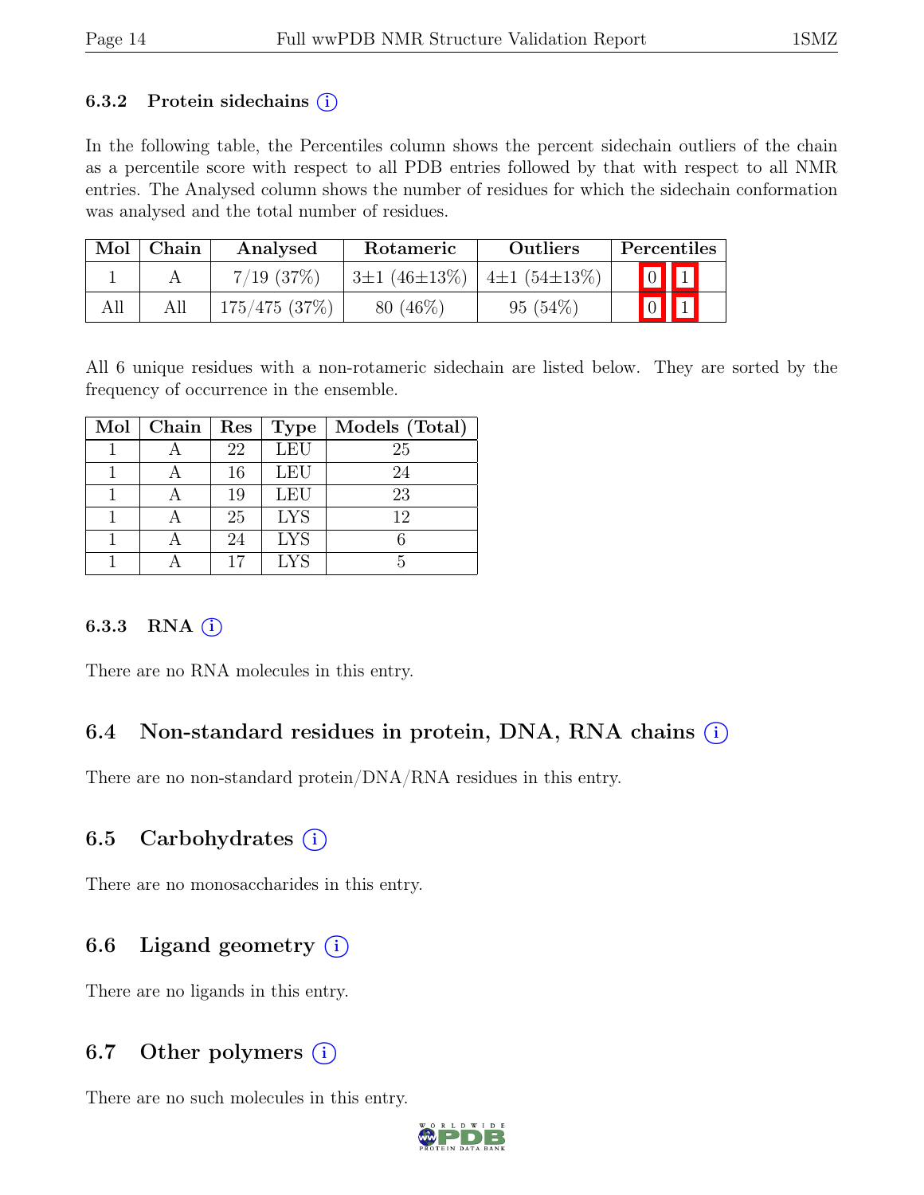### 6.3.2 Protein sidechains (i)

In the following table, the Percentiles column shows the percent sidechain outliers of the chain as a percentile score with respect to all PDB entries followed by that with respect to all NMR entries. The Analysed column shows the number of residues for which the sidechain conformation was analysed and the total number of residues.

| Mol | Chain | Analysed | Rotameric | Outliers | Percentiles | |
|---|---|---|---|---|---|---|
| 1 | A | 7/19 (37%) | 3±1 (46±13%) | 4±1 (54±13%) | 0 | 1 |
| All | All | 175/475 (37%) | 80 (46%) | 95 (54%) | 0 | 1 |

All 6 unique residues with a non-rotameric sidechain are listed below. They are sorted by the frequency of occurrence in the ensemble.

| Mol | Chain | Res | Type | Models (Total) |
|---|---|---|---|---|
| 1 | A | 22 | LEU | 25 |
| 1 | A | 16 | LEU | 24 |
| 1 | A | 19 | LEU | 23 |
| 1 | A | 25 | LYS | 12 |
| 1 | A | 24 | LYS | 6 |
| 1 | A | 17 | LYS | 5 |

### 6.3.3 RNA (i)

There are no RNA molecules in this entry.

## 6.4 Non-standard residues in protein, DNA, RNA chains (i)

There are no non-standard protein/DNA/RNA residues in this entry.

## 6.5 Carbohydrates (i)

There are no monosaccharides in this entry.

## 6.6 Ligand geometry (i)

There are no ligands in this entry.

## 6.7 Other polymers (i)

There are no such molecules in this entry.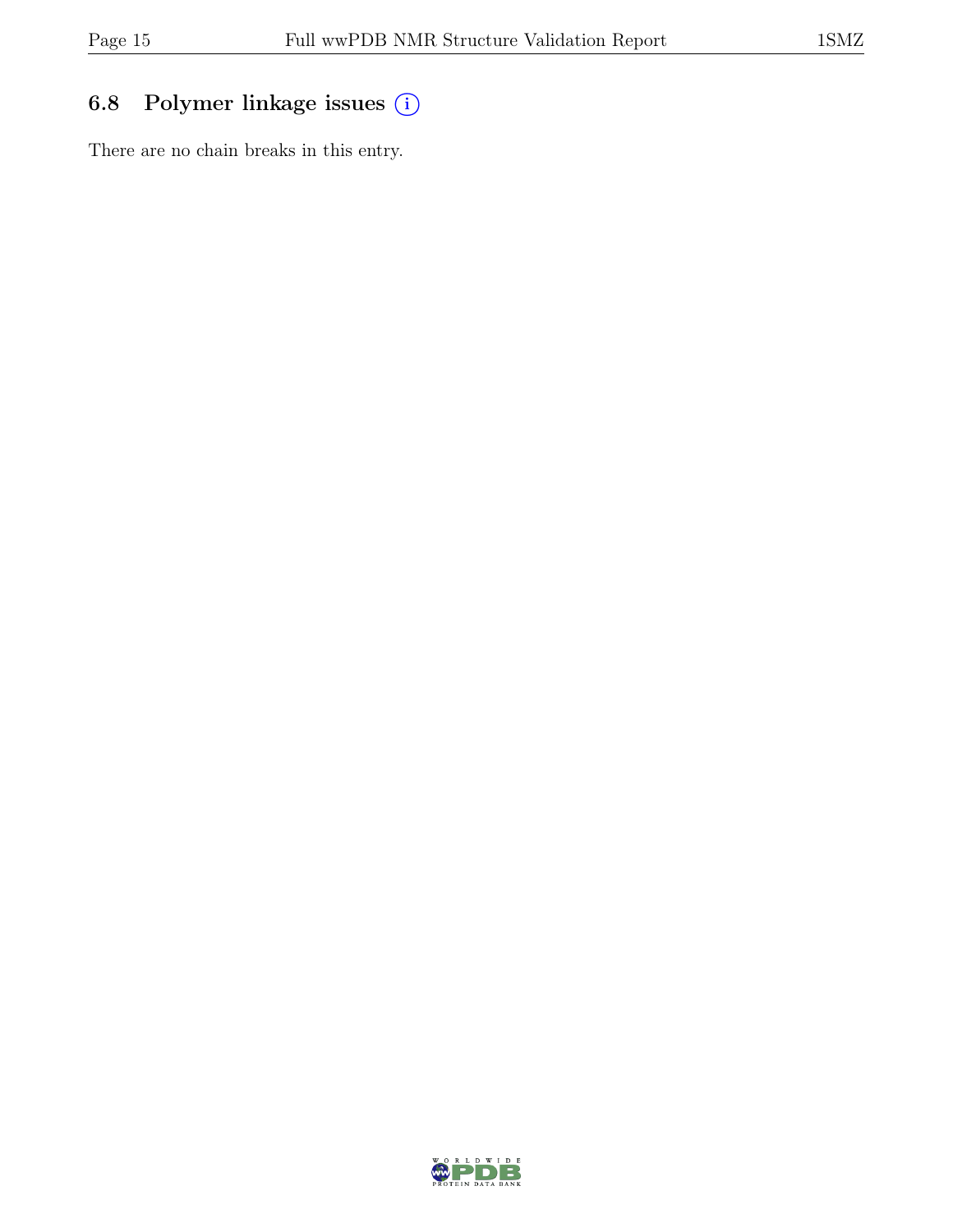### 6.8 Polymer linkage issues

There are no chain breaks in this entry.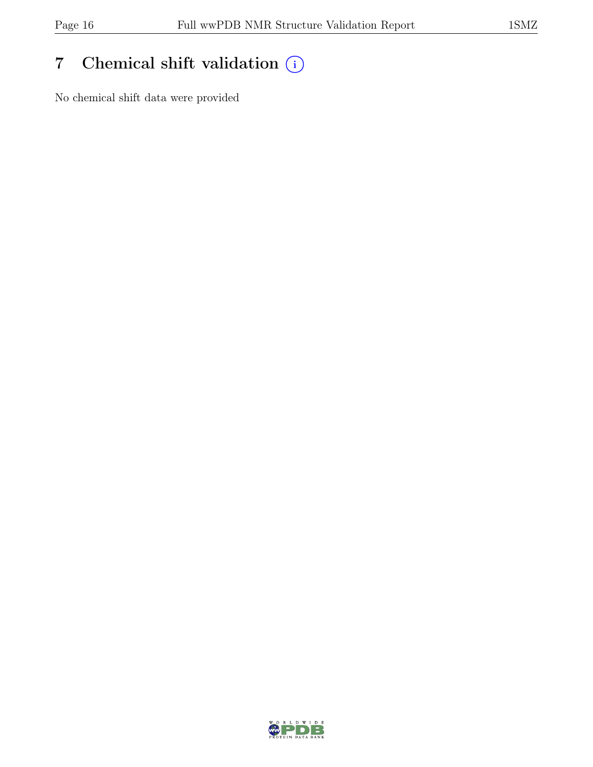# 7 Chemical shift validation

No chemical shift data were provided